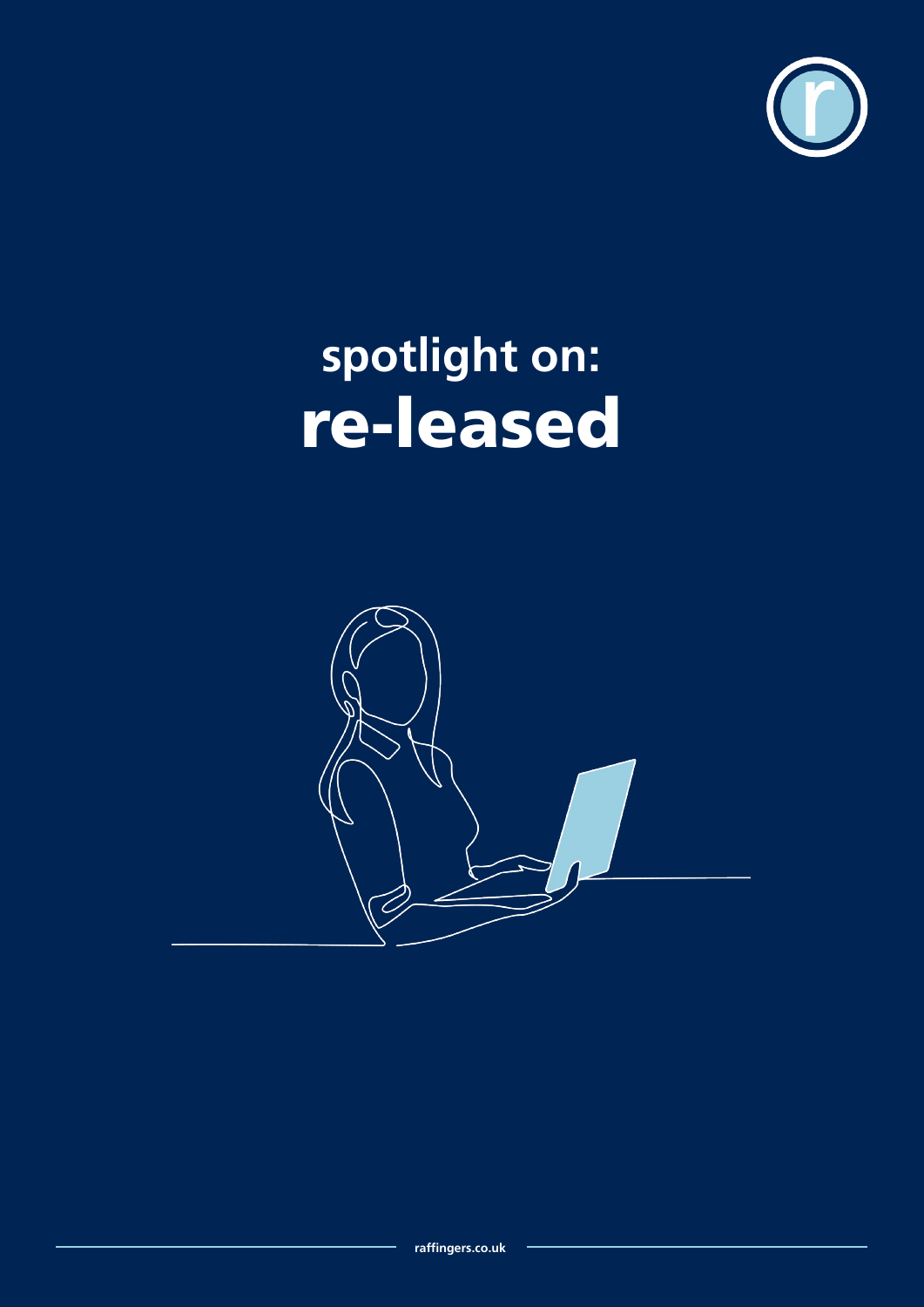# spotlight on:
# re-leased

raffingers.co.uk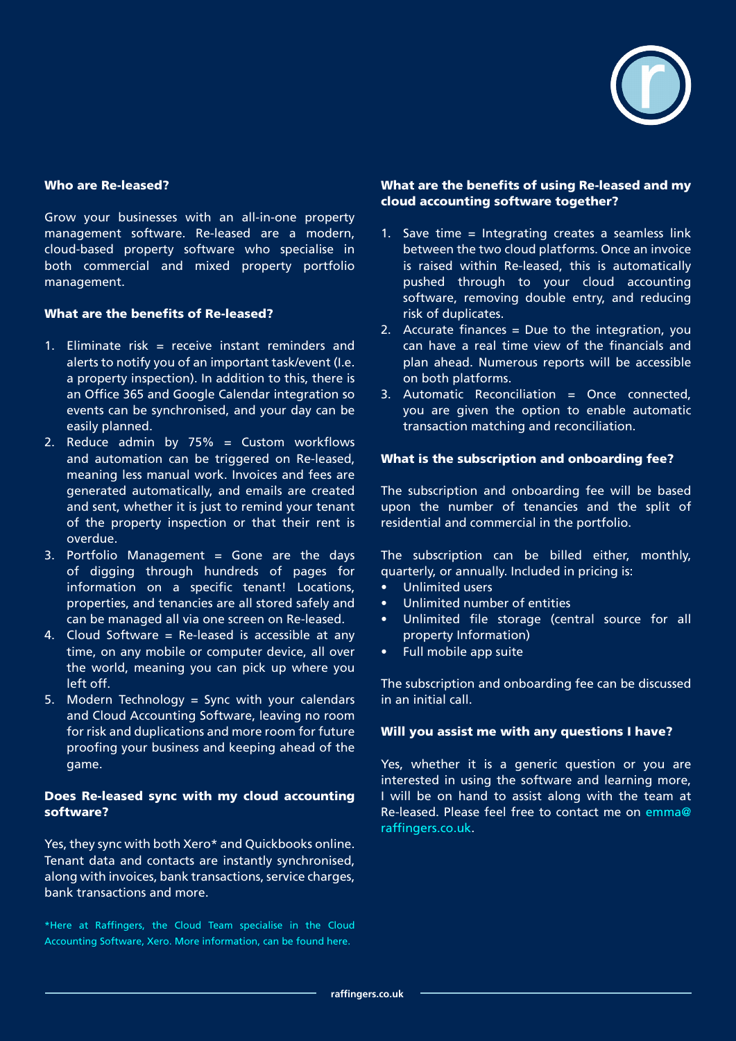## Who are Re-leased?

Grow your businesses with an all-in-one property management software. Re-leased are a modern, cloud-based property software who specialise in both commercial and mixed property portfolio management.

## What are the benefits of Re-leased?

1. Eliminate risk = receive instant reminders and alerts to notify you of an important task/event (I.e. a property inspection). In addition to this, there is an Office 365 and Google Calendar integration so events can be synchronised, and your day can be easily planned.
2. Reduce admin by 75% = Custom workflows and automation can be triggered on Re-leased, meaning less manual work. Invoices and fees are generated automatically, and emails are created and sent, whether it is just to remind your tenant of the property inspection or that their rent is overdue.
3. Portfolio Management = Gone are the days of digging through hundreds of pages for information on a specific tenant! Locations, properties, and tenancies are all stored safely and can be managed all via one screen on Re-leased.
4. Cloud Software = Re-leased is accessible at any time, on any mobile or computer device, all over the world, meaning you can pick up where you left off.
5. Modern Technology = Sync with your calendars and Cloud Accounting Software, leaving no room for risk and duplications and more room for future proofing your business and keeping ahead of the game.

## Does Re-leased sync with my cloud accounting software?

Yes, they sync with both Xero* and Quickbooks online. Tenant data and contacts are instantly synchronised, along with invoices, bank transactions, service charges, bank transactions and more.

*Here at Raffingers, the Cloud Team specialise in the Cloud Accounting Software, Xero. More information, can be found here.

## What are the benefits of using Re-leased and my cloud accounting software together?

1. Save time = Integrating creates a seamless link between the two cloud platforms. Once an invoice is raised within Re-leased, this is automatically pushed through to your cloud accounting software, removing double entry, and reducing risk of duplicates.
2. Accurate finances = Due to the integration, you can have a real time view of the financials and plan ahead. Numerous reports will be accessible on both platforms.
3. Automatic Reconciliation = Once connected, you are given the option to enable automatic transaction matching and reconciliation.

## What is the subscription and onboarding fee?

The subscription and onboarding fee will be based upon the number of tenancies and the split of residential and commercial in the portfolio.

The subscription can be billed either, monthly, quarterly, or annually. Included in pricing is:

- Unlimited users
- Unlimited number of entities
- Unlimited file storage (central source for all property Information)
- Full mobile app suite

The subscription and onboarding fee can be discussed in an initial call.

## Will you assist me with any questions I have?

Yes, whether it is a generic question or you are interested in using the software and learning more, I will be on hand to assist along with the team at Re-leased. Please feel free to contact me on emma@raffingers.co.uk.